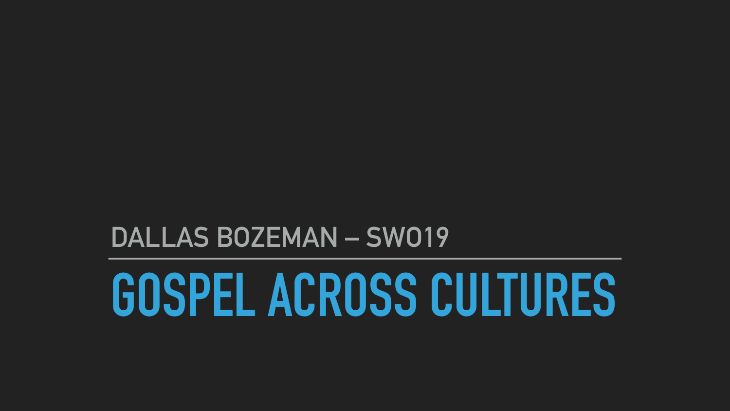DALLAS BOZEMAN – SW019

# GOSPEL ACROSS CULTURES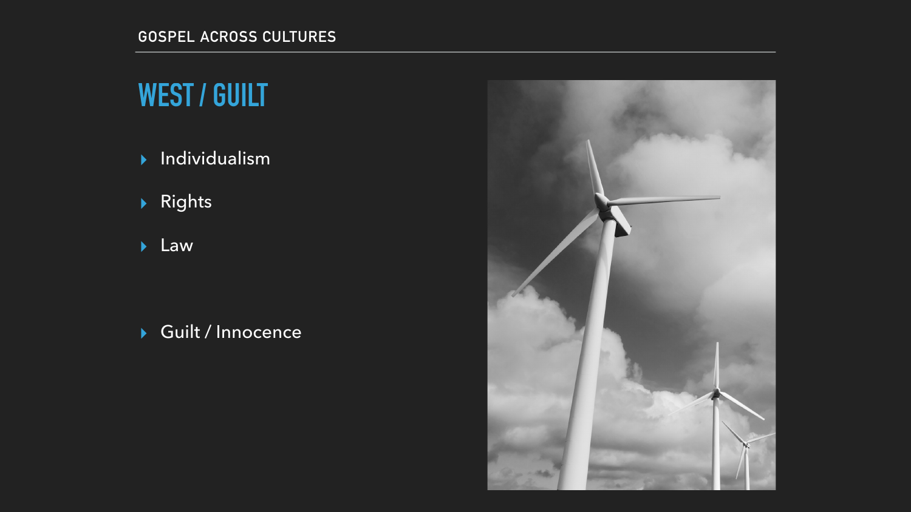## WEST / GUILT

- Individualism
- Rights
- Law

- Guilt / Innocence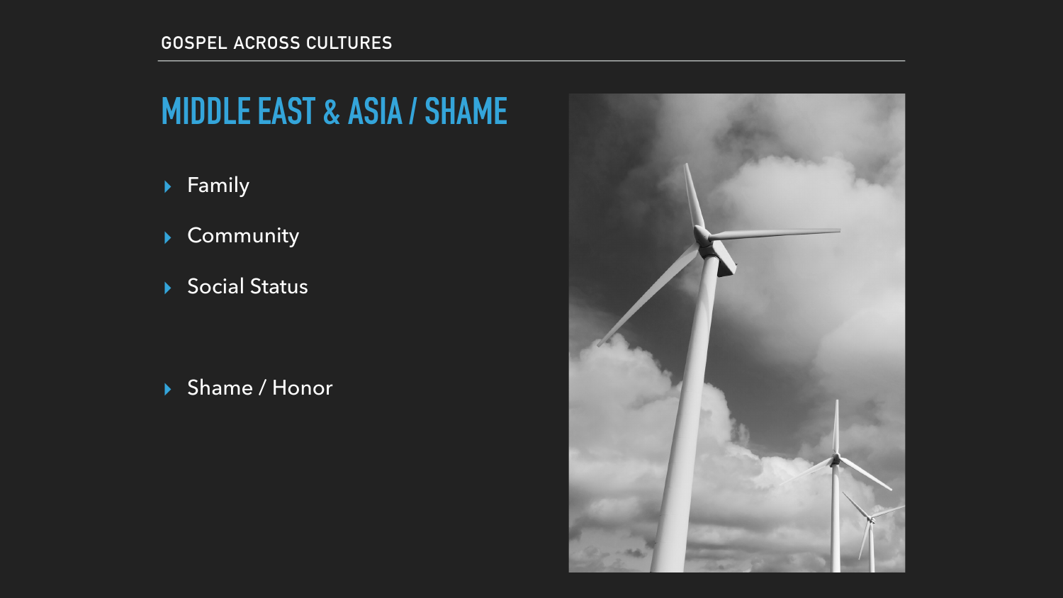## MIDDLE EAST & ASIA / SHAME

- Family
- Community
- Social Status

- Shame / Honor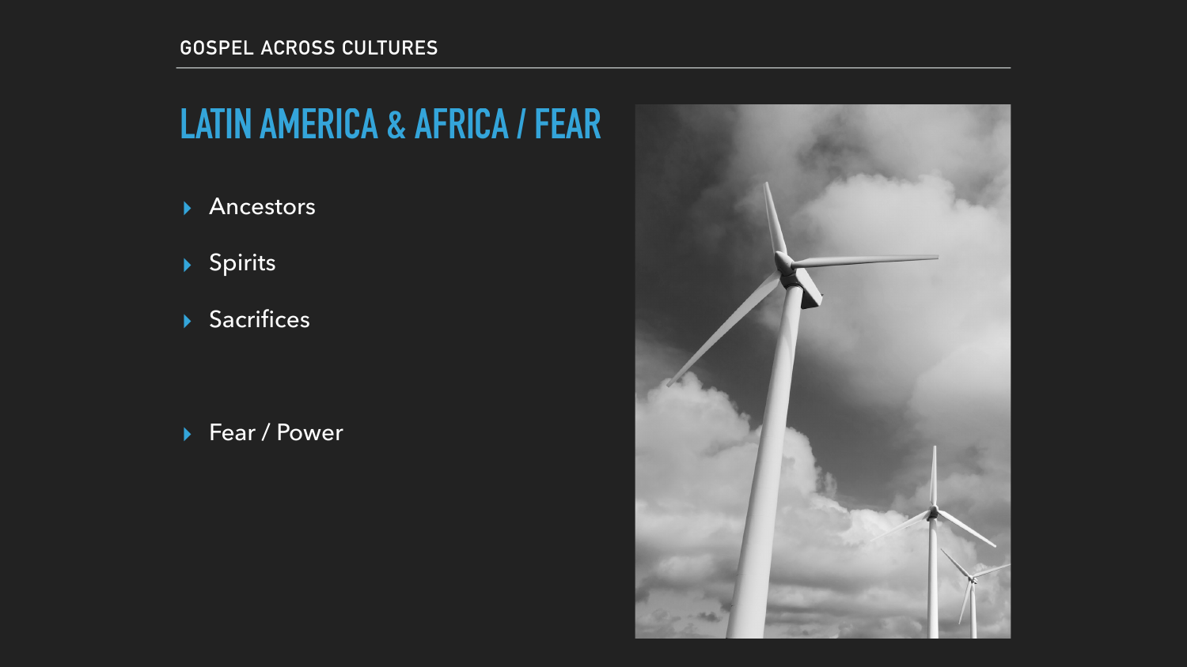# LATIN AMERICA & AFRICA / FEAR

- Ancestors
- Spirits
- Sacrifices

- Fear / Power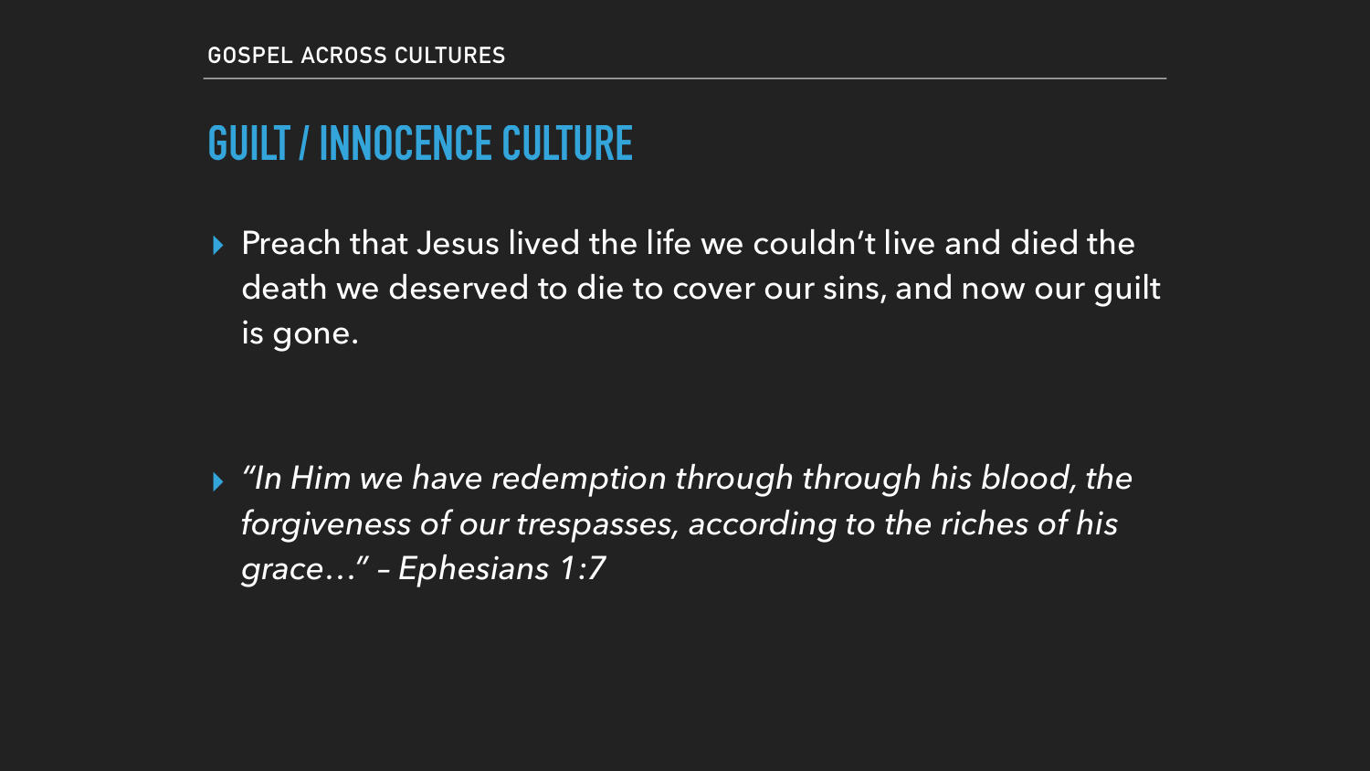GOSPEL ACROSS CULTURES

## GUILT / INNOCENCE CULTURE

- Preach that Jesus lived the life we couldn't live and died the death we deserved to die to cover our sins, and now our guilt is gone.

- *"In Him we have redemption through through his blood, the forgiveness of our trespasses, according to the riches of his grace…" – Ephesians 1:7*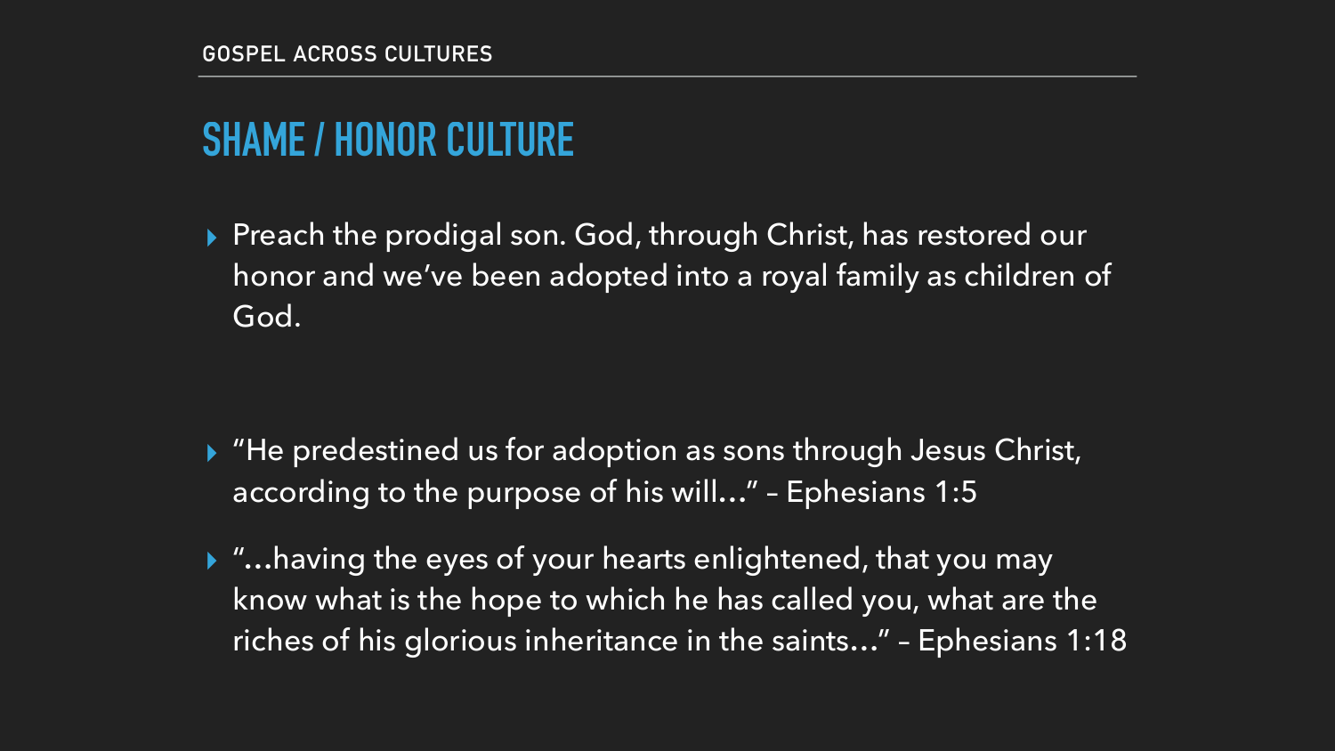## SHAME / HONOR CULTURE

- Preach the prodigal son. God, through Christ, has restored our honor and we've been adopted into a royal family as children of God.

- "He predestined us for adoption as sons through Jesus Christ, according to the purpose of his will…" – Ephesians 1:5
- "…having the eyes of your hearts enlightened, that you may know what is the hope to which he has called you, what are the riches of his glorious inheritance in the saints…" – Ephesians 1:18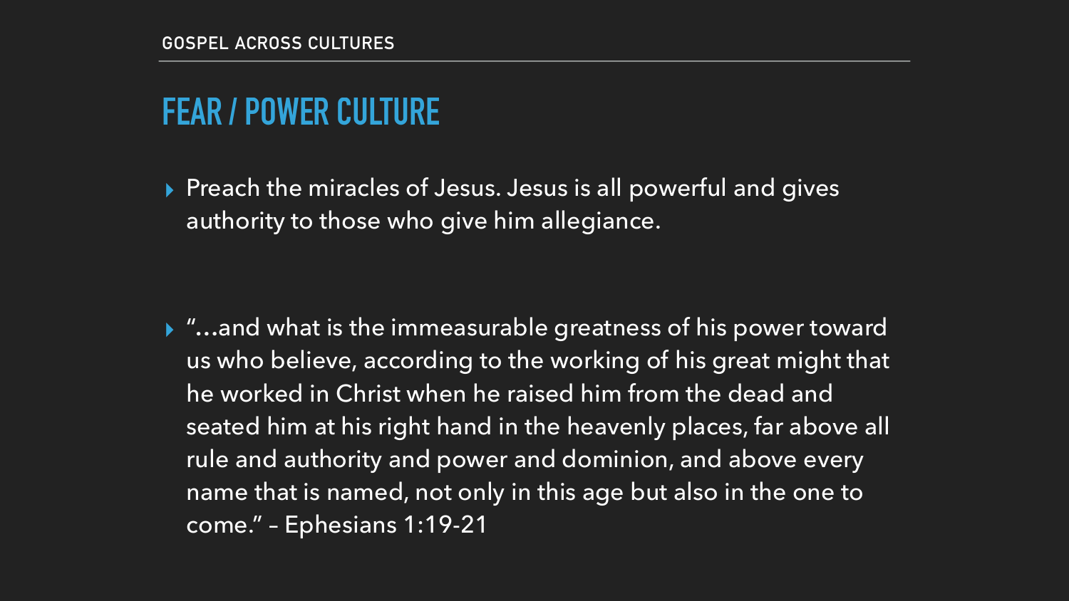GOSPEL ACROSS CULTURES

# FEAR / POWER CULTURE

- Preach the miracles of Jesus. Jesus is all powerful and gives authority to those who give him allegiance.

- "…and what is the immeasurable greatness of his power toward us who believe, according to the working of his great might that he worked in Christ when he raised him from the dead and seated him at his right hand in the heavenly places, far above all rule and authority and power and dominion, and above every name that is named, not only in this age but also in the one to come." – Ephesians 1:19-21